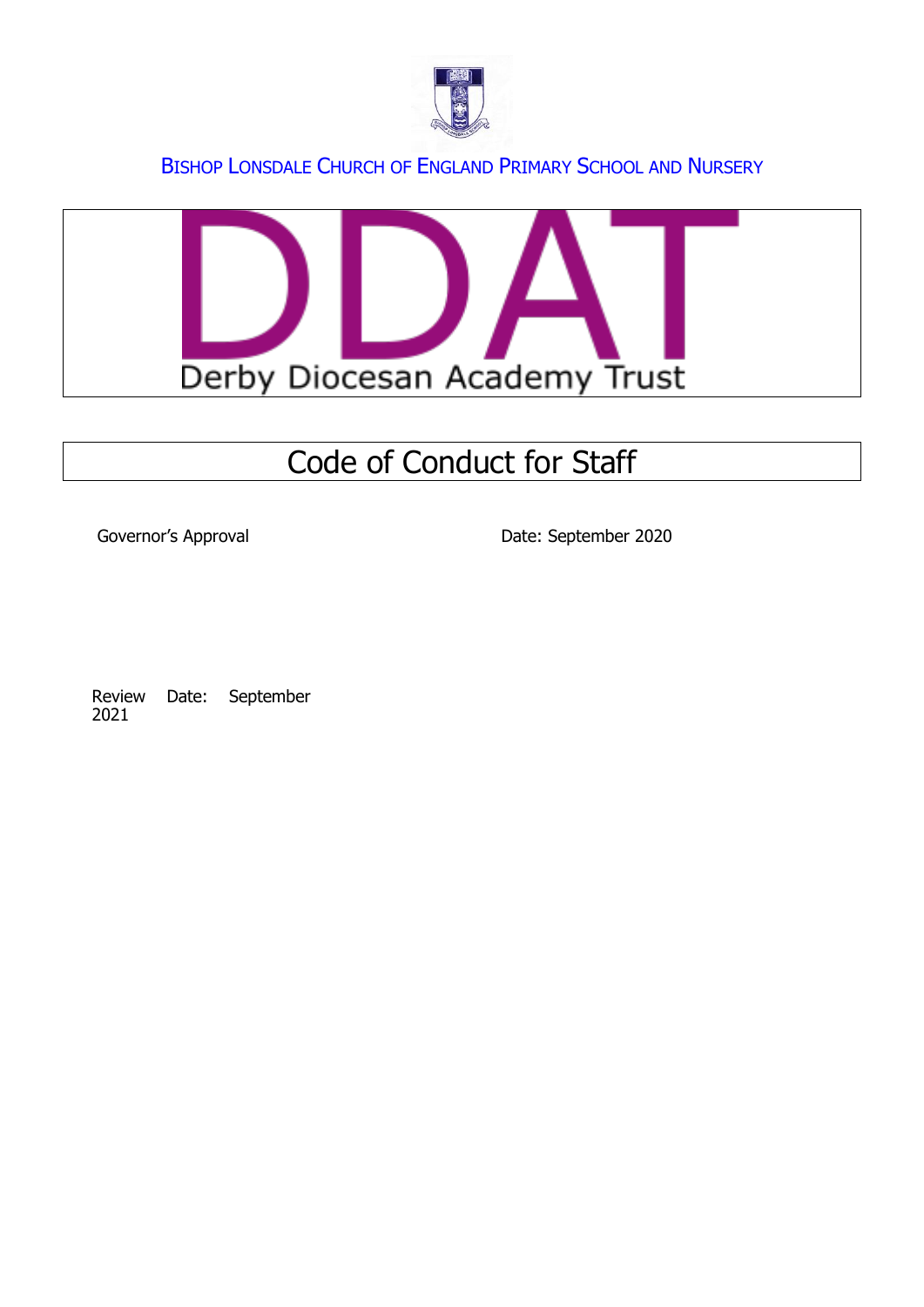BISHOP LONSDALE CHURCH OF ENGLAND PRIMARY SCHOOL AND NURSERY

DDAT

Derby Diocesan Academy Trust

# Code of Conduct for Staff

Governor's Approval Date: September 2020

Review Date: September 2021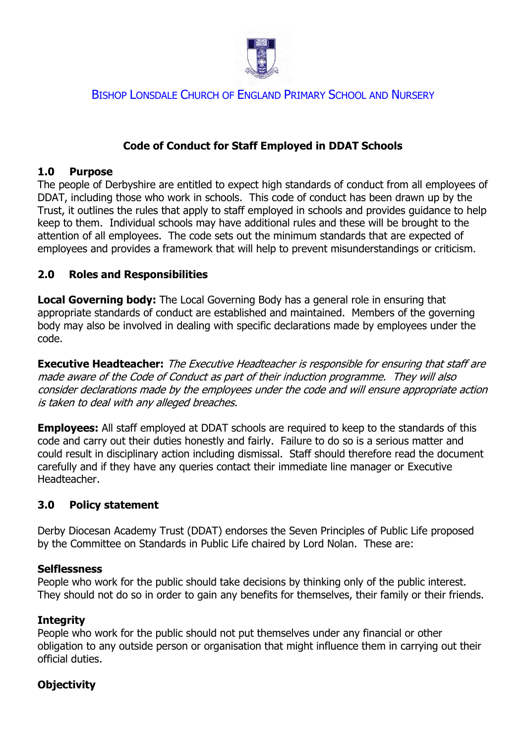Bishop Lonsdale Church of England Primary School and Nursery

## Code of Conduct for Staff Employed in DDAT Schools

### 1.0 Purpose

The people of Derbyshire are entitled to expect high standards of conduct from all employees of DDAT, including those who work in schools. This code of conduct has been drawn up by the Trust, it outlines the rules that apply to staff employed in schools and provides guidance to help keep to them. Individual schools may have additional rules and these will be brought to the attention of all employees. The code sets out the minimum standards that are expected of employees and provides a framework that will help to prevent misunderstandings or criticism.

### 2.0 Roles and Responsibilities

**Local Governing body:** The Local Governing Body has a general role in ensuring that appropriate standards of conduct are established and maintained. Members of the governing body may also be involved in dealing with specific declarations made by employees under the code.

**Executive Headteacher:** *The Executive Headteacher is responsible for ensuring that staff are made aware of the Code of Conduct as part of their induction programme. They will also consider declarations made by the employees under the code and will ensure appropriate action is taken to deal with any alleged breaches.*

**Employees:** All staff employed at DDAT schools are required to keep to the standards of this code and carry out their duties honestly and fairly. Failure to do so is a serious matter and could result in disciplinary action including dismissal. Staff should therefore read the document carefully and if they have any queries contact their immediate line manager or Executive Headteacher.

### 3.0 Policy statement

Derby Diocesan Academy Trust (DDAT) endorses the Seven Principles of Public Life proposed by the Committee on Standards in Public Life chaired by Lord Nolan. These are:

**Selflessness**
People who work for the public should take decisions by thinking only of the public interest. They should not do so in order to gain any benefits for themselves, their family or their friends.

**Integrity**
People who work for the public should not put themselves under any financial or other obligation to any outside person or organisation that might influence them in carrying out their official duties.

**Objectivity**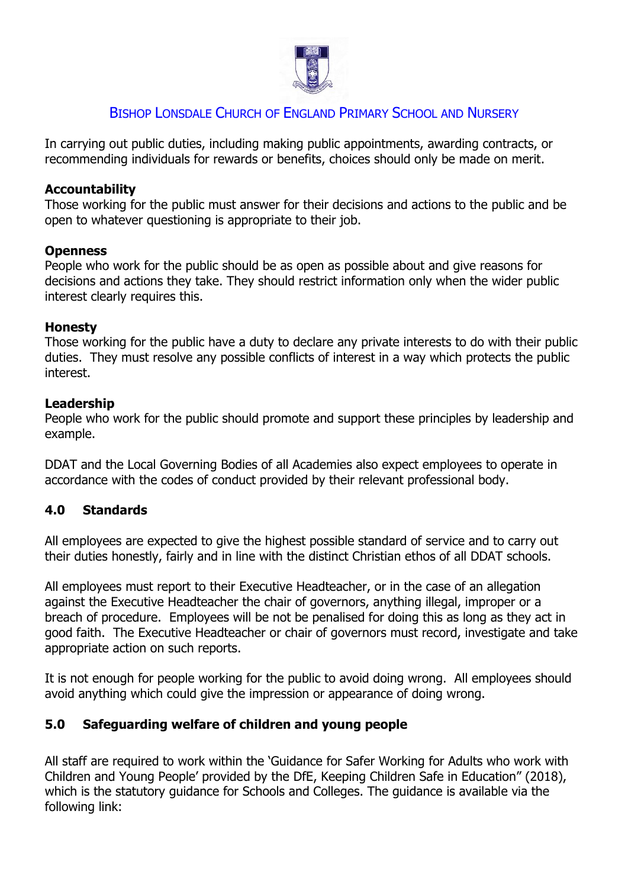In carrying out public duties, including making public appointments, awarding contracts, or recommending individuals for rewards or benefits, choices should only be made on merit.

**Accountability**
Those working for the public must answer for their decisions and actions to the public and be open to whatever questioning is appropriate to their job.

**Openness**
People who work for the public should be as open as possible about and give reasons for decisions and actions they take. They should restrict information only when the wider public interest clearly requires this.

**Honesty**
Those working for the public have a duty to declare any private interests to do with their public duties. They must resolve any possible conflicts of interest in a way which protects the public interest.

**Leadership**
People who work for the public should promote and support these principles by leadership and example.

DDAT and the Local Governing Bodies of all Academies also expect employees to operate in accordance with the codes of conduct provided by their relevant professional body.

## 4.0 Standards

All employees are expected to give the highest possible standard of service and to carry out their duties honestly, fairly and in line with the distinct Christian ethos of all DDAT schools.

All employees must report to their Executive Headteacher, or in the case of an allegation against the Executive Headteacher the chair of governors, anything illegal, improper or a breach of procedure. Employees will be not be penalised for doing this as long as they act in good faith. The Executive Headteacher or chair of governors must record, investigate and take appropriate action on such reports.

It is not enough for people working for the public to avoid doing wrong. All employees should avoid anything which could give the impression or appearance of doing wrong.

## 5.0 Safeguarding welfare of children and young people

All staff are required to work within the 'Guidance for Safer Working for Adults who work with Children and Young People' provided by the DfE, Keeping Children Safe in Education" (2018), which is the statutory guidance for Schools and Colleges. The guidance is available via the following link: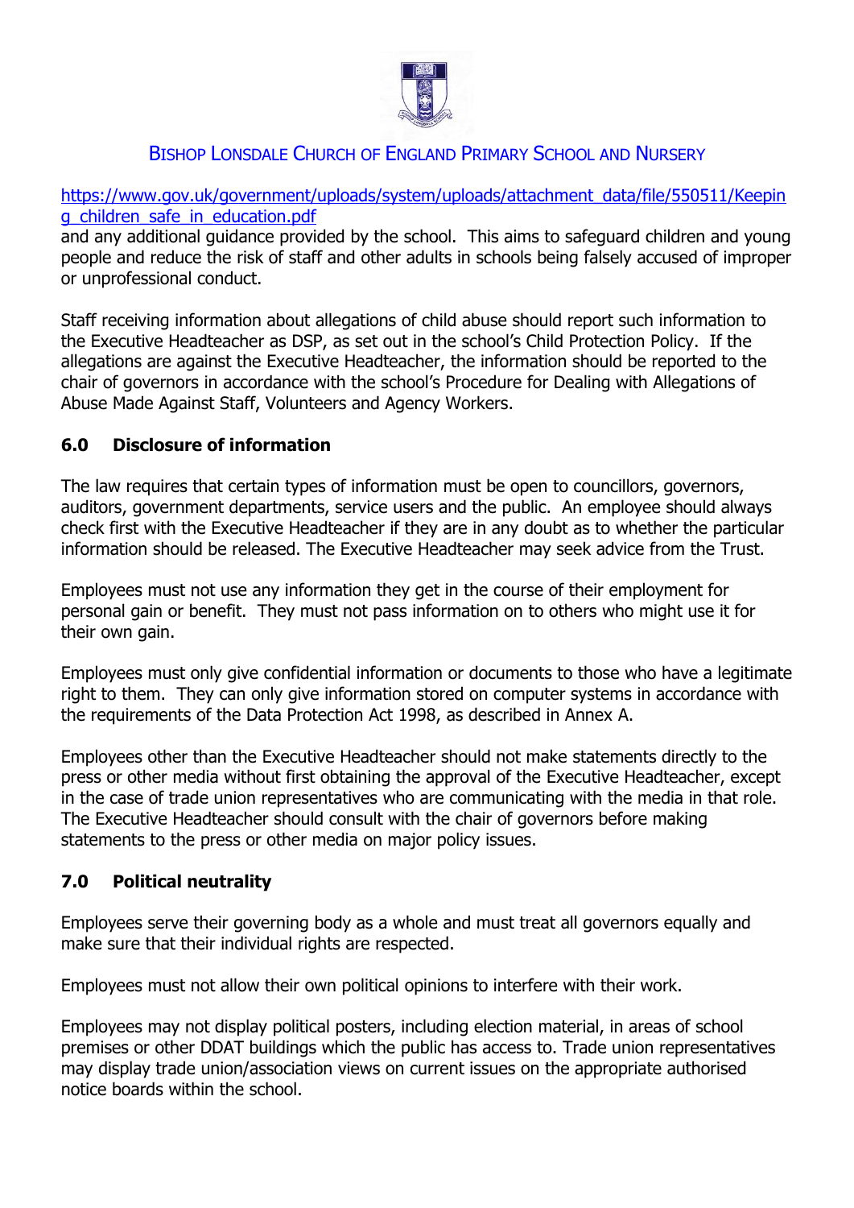https://www.gov.uk/government/uploads/system/uploads/attachment_data/file/550511/Keeping_children_safe_in_education.pdf
and any additional guidance provided by the school. This aims to safeguard children and young people and reduce the risk of staff and other adults in schools being falsely accused of improper or unprofessional conduct.

Staff receiving information about allegations of child abuse should report such information to the Executive Headteacher as DSP, as set out in the school's Child Protection Policy. If the allegations are against the Executive Headteacher, the information should be reported to the chair of governors in accordance with the school's Procedure for Dealing with Allegations of Abuse Made Against Staff, Volunteers and Agency Workers.

## 6.0 Disclosure of information

The law requires that certain types of information must be open to councillors, governors, auditors, government departments, service users and the public. An employee should always check first with the Executive Headteacher if they are in any doubt as to whether the particular information should be released. The Executive Headteacher may seek advice from the Trust.

Employees must not use any information they get in the course of their employment for personal gain or benefit. They must not pass information on to others who might use it for their own gain.

Employees must only give confidential information or documents to those who have a legitimate right to them. They can only give information stored on computer systems in accordance with the requirements of the Data Protection Act 1998, as described in Annex A.

Employees other than the Executive Headteacher should not make statements directly to the press or other media without first obtaining the approval of the Executive Headteacher, except in the case of trade union representatives who are communicating with the media in that role. The Executive Headteacher should consult with the chair of governors before making statements to the press or other media on major policy issues.

## 7.0 Political neutrality

Employees serve their governing body as a whole and must treat all governors equally and make sure that their individual rights are respected.

Employees must not allow their own political opinions to interfere with their work.

Employees may not display political posters, including election material, in areas of school premises or other DDAT buildings which the public has access to. Trade union representatives may display trade union/association views on current issues on the appropriate authorised notice boards within the school.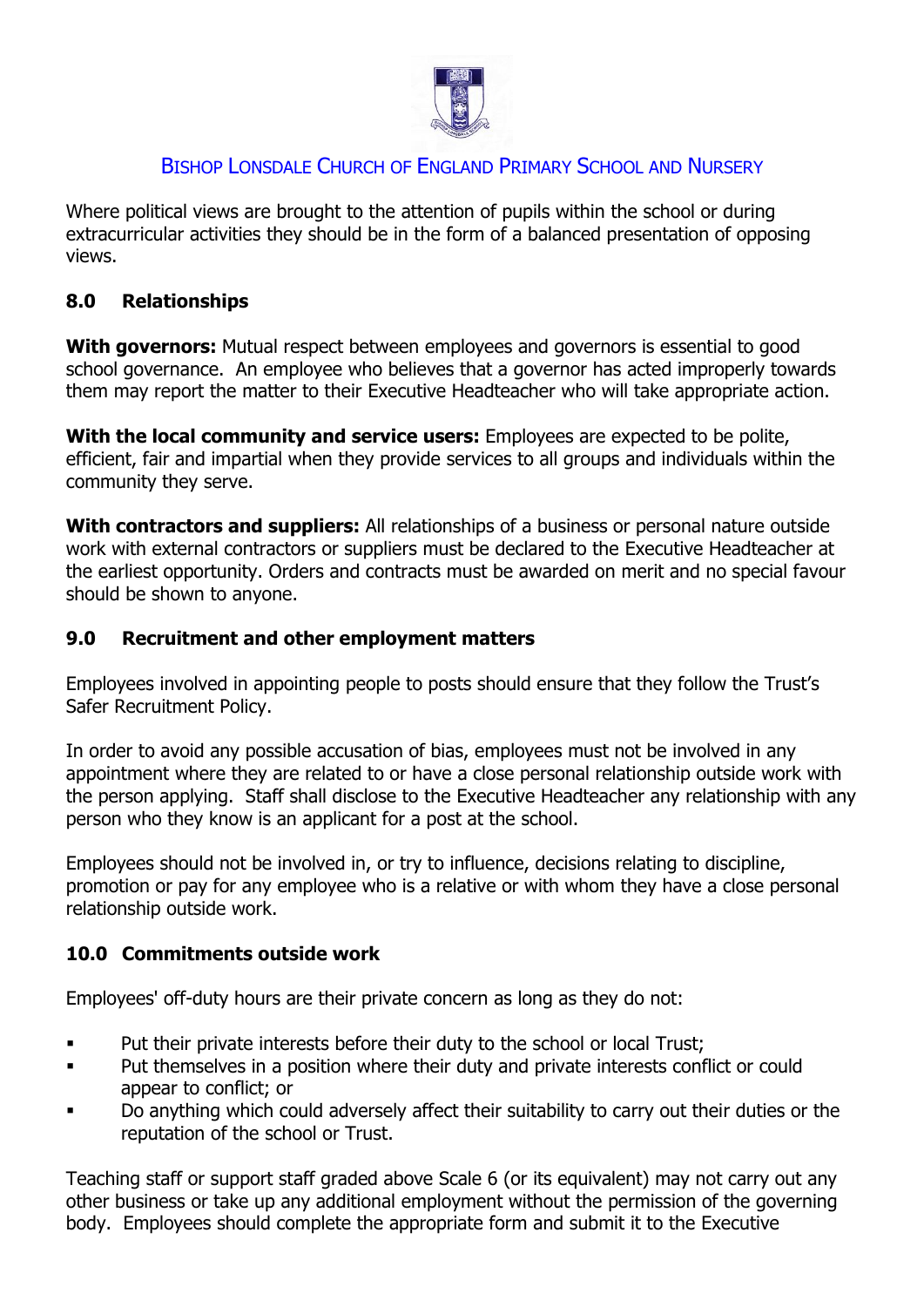Where political views are brought to the attention of pupils within the school or during extracurricular activities they should be in the form of a balanced presentation of opposing views.

## 8.0 Relationships

**With governors:** Mutual respect between employees and governors is essential to good school governance. An employee who believes that a governor has acted improperly towards them may report the matter to their Executive Headteacher who will take appropriate action.

**With the local community and service users:** Employees are expected to be polite, efficient, fair and impartial when they provide services to all groups and individuals within the community they serve.

**With contractors and suppliers:** All relationships of a business or personal nature outside work with external contractors or suppliers must be declared to the Executive Headteacher at the earliest opportunity. Orders and contracts must be awarded on merit and no special favour should be shown to anyone.

## 9.0 Recruitment and other employment matters

Employees involved in appointing people to posts should ensure that they follow the Trust's Safer Recruitment Policy.

In order to avoid any possible accusation of bias, employees must not be involved in any appointment where they are related to or have a close personal relationship outside work with the person applying. Staff shall disclose to the Executive Headteacher any relationship with any person who they know is an applicant for a post at the school.

Employees should not be involved in, or try to influence, decisions relating to discipline, promotion or pay for any employee who is a relative or with whom they have a close personal relationship outside work.

## 10.0 Commitments outside work

Employees' off-duty hours are their private concern as long as they do not:

- Put their private interests before their duty to the school or local Trust;
- Put themselves in a position where their duty and private interests conflict or could appear to conflict; or
- Do anything which could adversely affect their suitability to carry out their duties or the reputation of the school or Trust.

Teaching staff or support staff graded above Scale 6 (or its equivalent) may not carry out any other business or take up any additional employment without the permission of the governing body. Employees should complete the appropriate form and submit it to the Executive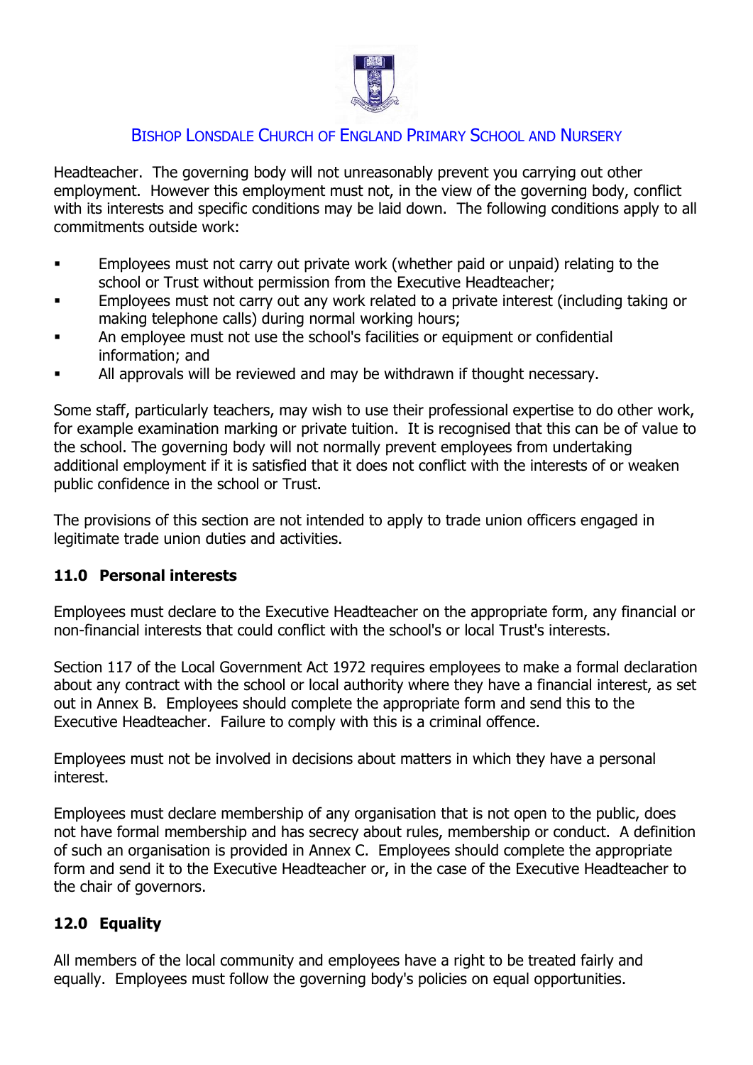Headteacher. The governing body will not unreasonably prevent you carrying out other employment. However this employment must not, in the view of the governing body, conflict with its interests and specific conditions may be laid down. The following conditions apply to all commitments outside work:

- Employees must not carry out private work (whether paid or unpaid) relating to the school or Trust without permission from the Executive Headteacher;
- Employees must not carry out any work related to a private interest (including taking or making telephone calls) during normal working hours;
- An employee must not use the school's facilities or equipment or confidential information; and
- All approvals will be reviewed and may be withdrawn if thought necessary.

Some staff, particularly teachers, may wish to use their professional expertise to do other work, for example examination marking or private tuition. It is recognised that this can be of value to the school. The governing body will not normally prevent employees from undertaking additional employment if it is satisfied that it does not conflict with the interests of or weaken public confidence in the school or Trust.

The provisions of this section are not intended to apply to trade union officers engaged in legitimate trade union duties and activities.

## 11.0 Personal interests

Employees must declare to the Executive Headteacher on the appropriate form, any financial or non-financial interests that could conflict with the school's or local Trust's interests.

Section 117 of the Local Government Act 1972 requires employees to make a formal declaration about any contract with the school or local authority where they have a financial interest, as set out in Annex B. Employees should complete the appropriate form and send this to the Executive Headteacher. Failure to comply with this is a criminal offence.

Employees must not be involved in decisions about matters in which they have a personal interest.

Employees must declare membership of any organisation that is not open to the public, does not have formal membership and has secrecy about rules, membership or conduct. A definition of such an organisation is provided in Annex C. Employees should complete the appropriate form and send it to the Executive Headteacher or, in the case of the Executive Headteacher to the chair of governors.

## 12.0 Equality

All members of the local community and employees have a right to be treated fairly and equally. Employees must follow the governing body's policies on equal opportunities.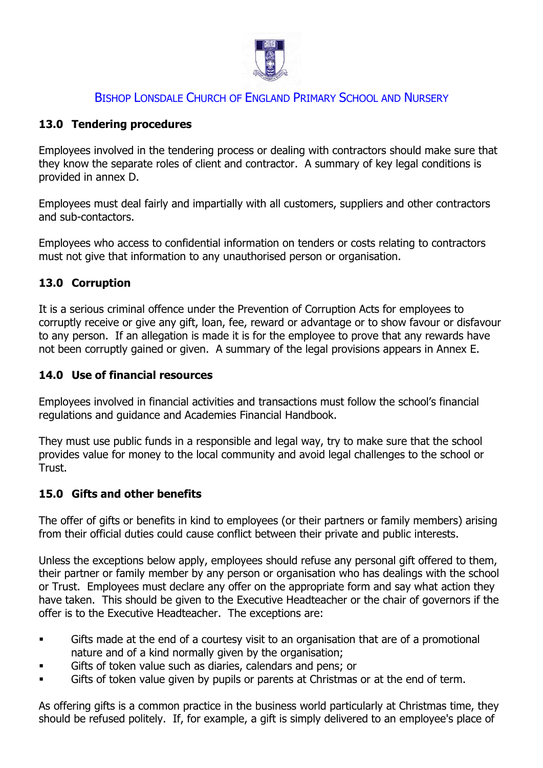## 13.0 Tendering procedures

Employees involved in the tendering process or dealing with contractors should make sure that they know the separate roles of client and contractor. A summary of key legal conditions is provided in annex D.

Employees must deal fairly and impartially with all customers, suppliers and other contractors and sub-contactors.

Employees who access to confidential information on tenders or costs relating to contractors must not give that information to any unauthorised person or organisation.

## 13.0 Corruption

It is a serious criminal offence under the Prevention of Corruption Acts for employees to corruptly receive or give any gift, loan, fee, reward or advantage or to show favour or disfavour to any person. If an allegation is made it is for the employee to prove that any rewards have not been corruptly gained or given. A summary of the legal provisions appears in Annex E.

## 14.0 Use of financial resources

Employees involved in financial activities and transactions must follow the school's financial regulations and guidance and Academies Financial Handbook.

They must use public funds in a responsible and legal way, try to make sure that the school provides value for money to the local community and avoid legal challenges to the school or Trust.

## 15.0 Gifts and other benefits

The offer of gifts or benefits in kind to employees (or their partners or family members) arising from their official duties could cause conflict between their private and public interests.

Unless the exceptions below apply, employees should refuse any personal gift offered to them, their partner or family member by any person or organisation who has dealings with the school or Trust. Employees must declare any offer on the appropriate form and say what action they have taken. This should be given to the Executive Headteacher or the chair of governors if the offer is to the Executive Headteacher. The exceptions are:

- Gifts made at the end of a courtesy visit to an organisation that are of a promotional nature and of a kind normally given by the organisation;
- Gifts of token value such as diaries, calendars and pens; or
- Gifts of token value given by pupils or parents at Christmas or at the end of term.

As offering gifts is a common practice in the business world particularly at Christmas time, they should be refused politely. If, for example, a gift is simply delivered to an employee's place of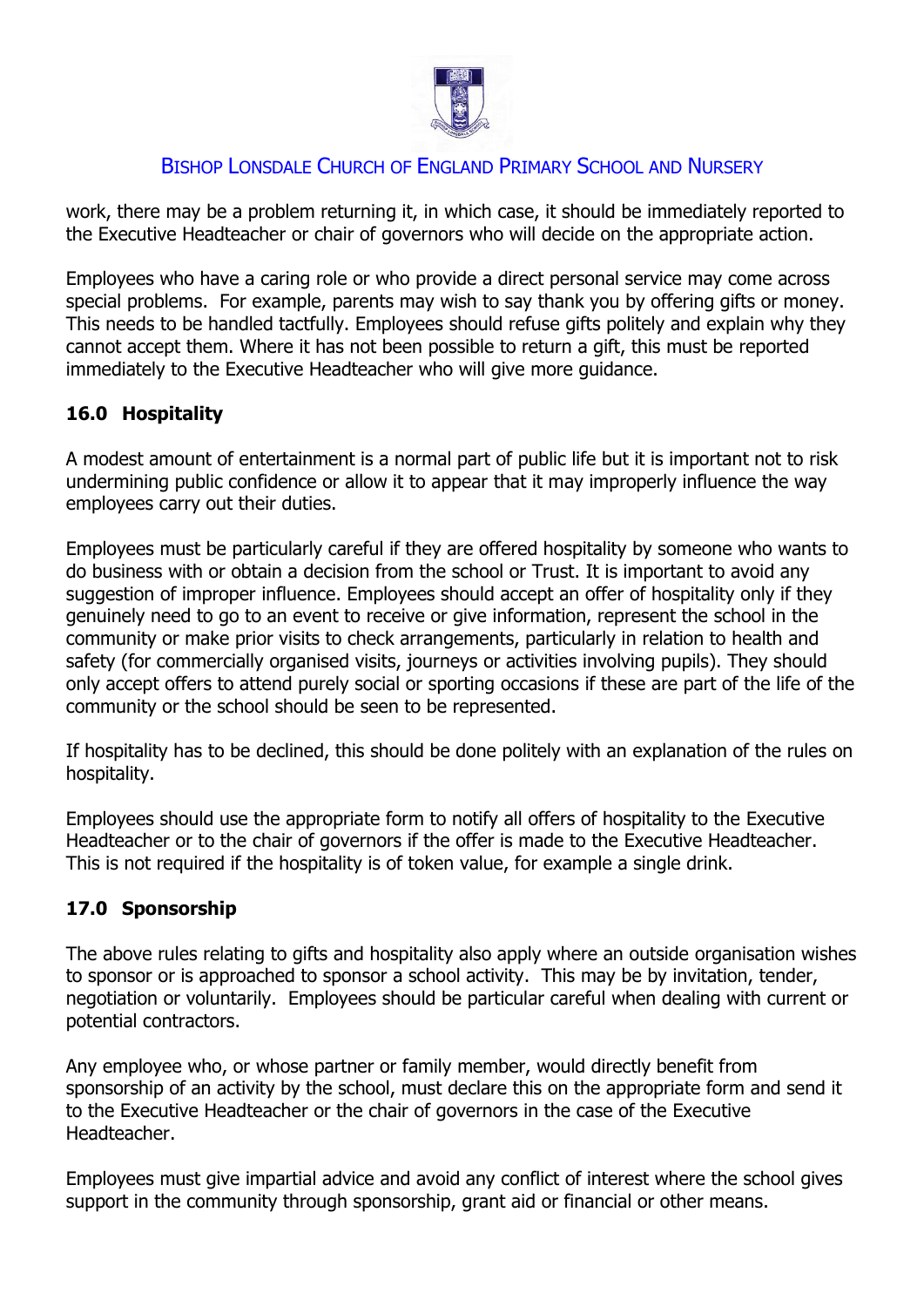work, there may be a problem returning it, in which case, it should be immediately reported to the Executive Headteacher or chair of governors who will decide on the appropriate action.

Employees who have a caring role or who provide a direct personal service may come across special problems. For example, parents may wish to say thank you by offering gifts or money. This needs to be handled tactfully. Employees should refuse gifts politely and explain why they cannot accept them. Where it has not been possible to return a gift, this must be reported immediately to the Executive Headteacher who will give more guidance.

## 16.0 Hospitality

A modest amount of entertainment is a normal part of public life but it is important not to risk undermining public confidence or allow it to appear that it may improperly influence the way employees carry out their duties.

Employees must be particularly careful if they are offered hospitality by someone who wants to do business with or obtain a decision from the school or Trust. It is important to avoid any suggestion of improper influence. Employees should accept an offer of hospitality only if they genuinely need to go to an event to receive or give information, represent the school in the community or make prior visits to check arrangements, particularly in relation to health and safety (for commercially organised visits, journeys or activities involving pupils). They should only accept offers to attend purely social or sporting occasions if these are part of the life of the community or the school should be seen to be represented.

If hospitality has to be declined, this should be done politely with an explanation of the rules on hospitality.

Employees should use the appropriate form to notify all offers of hospitality to the Executive Headteacher or to the chair of governors if the offer is made to the Executive Headteacher. This is not required if the hospitality is of token value, for example a single drink.

## 17.0 Sponsorship

The above rules relating to gifts and hospitality also apply where an outside organisation wishes to sponsor or is approached to sponsor a school activity. This may be by invitation, tender, negotiation or voluntarily. Employees should be particular careful when dealing with current or potential contractors.

Any employee who, or whose partner or family member, would directly benefit from sponsorship of an activity by the school, must declare this on the appropriate form and send it to the Executive Headteacher or the chair of governors in the case of the Executive Headteacher.

Employees must give impartial advice and avoid any conflict of interest where the school gives support in the community through sponsorship, grant aid or financial or other means.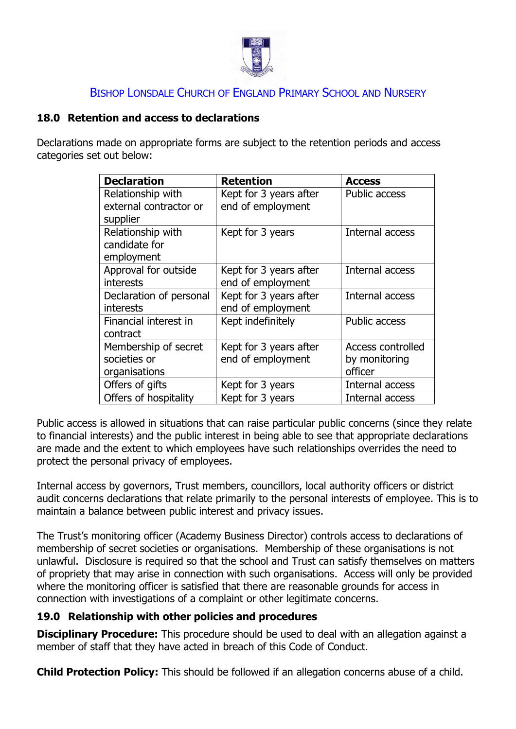## 18.0 Retention and access to declarations

Declarations made on appropriate forms are subject to the retention periods and access categories set out below:

| Declaration | Retention | Access |
|---|---|---|
| Relationship with external contractor or supplier | Kept for 3 years after end of employment | Public access |
| Relationship with candidate for employment | Kept for 3 years | Internal access |
| Approval for outside interests | Kept for 3 years after end of employment | Internal access |
| Declaration of personal interests | Kept for 3 years after end of employment | Internal access |
| Financial interest in contract | Kept indefinitely | Public access |
| Membership of secret societies or organisations | Kept for 3 years after end of employment | Access controlled by monitoring officer |
| Offers of gifts | Kept for 3 years | Internal access |
| Offers of hospitality | Kept for 3 years | Internal access |

Public access is allowed in situations that can raise particular public concerns (since they relate to financial interests) and the public interest in being able to see that appropriate declarations are made and the extent to which employees have such relationships overrides the need to protect the personal privacy of employees.

Internal access by governors, Trust members, councillors, local authority officers or district audit concerns declarations that relate primarily to the personal interests of employee. This is to maintain a balance between public interest and privacy issues.

The Trust's monitoring officer (Academy Business Director) controls access to declarations of membership of secret societies or organisations. Membership of these organisations is not unlawful. Disclosure is required so that the school and Trust can satisfy themselves on matters of propriety that may arise in connection with such organisations. Access will only be provided where the monitoring officer is satisfied that there are reasonable grounds for access in connection with investigations of a complaint or other legitimate concerns.

## 19.0 Relationship with other policies and procedures

**Disciplinary Procedure:** This procedure should be used to deal with an allegation against a member of staff that they have acted in breach of this Code of Conduct.

**Child Protection Policy:** This should be followed if an allegation concerns abuse of a child.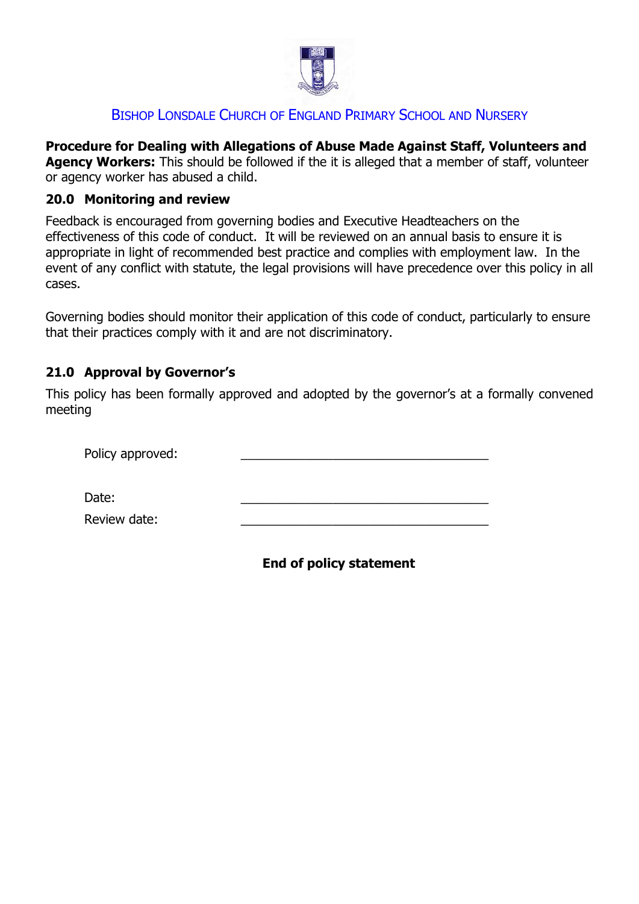BISHOP LONSDALE CHURCH OF ENGLAND PRIMARY SCHOOL AND NURSERY

**Procedure for Dealing with Allegations of Abuse Made Against Staff, Volunteers and Agency Workers:** This should be followed if the it is alleged that a member of staff, volunteer or agency worker has abused a child.

## 20.0 Monitoring and review

Feedback is encouraged from governing bodies and Executive Headteachers on the effectiveness of this code of conduct. It will be reviewed on an annual basis to ensure it is appropriate in light of recommended best practice and complies with employment law. In the event of any conflict with statute, the legal provisions will have precedence over this policy in all cases.

Governing bodies should monitor their application of this code of conduct, particularly to ensure that their practices comply with it and are not discriminatory.

## 21.0 Approval by Governor's

This policy has been formally approved and adopted by the governor's at a formally convened meeting

Policy approved: ___________________________________

Date: ___________________________________

Review date: ___________________________________

**End of policy statement**